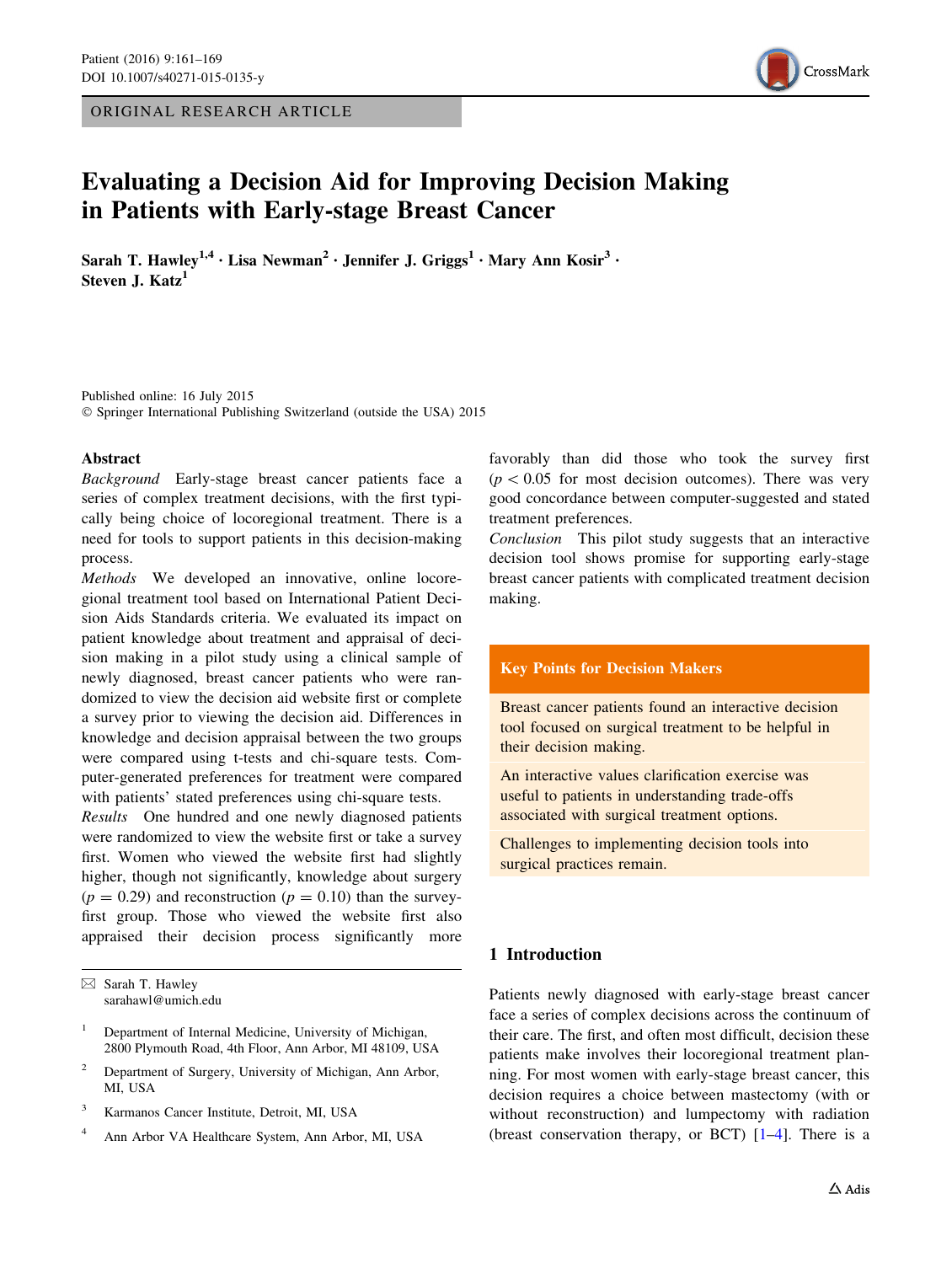ORIGINAL RESEARCH ARTICLE

# Evaluating a Decision Aid for Improving Decision Making in Patients with Early-stage Breast Cancer

**Sarah T. Hawley[1,4] · Lisa Newman[2] · Jennifer J. Griggs[1] · Mary Ann Kosir[3] · Steven J. Katz[1]**

Published online: 16 July 2015
© Springer International Publishing Switzerland (outside the USA) 2015

## Abstract

*Background* Early-stage breast cancer patients face a series of complex treatment decisions, with the first typically being choice of locoregional treatment. There is a need for tools to support patients in this decision-making process.

*Methods* We developed an innovative, online locoregional treatment tool based on International Patient Decision Aids Standards criteria. We evaluated its impact on patient knowledge about treatment and appraisal of decision making in a pilot study using a clinical sample of newly diagnosed, breast cancer patients who were randomized to view the decision aid website first or complete a survey prior to viewing the decision aid. Differences in knowledge and decision appraisal between the two groups were compared using t-tests and chi-square tests. Computer-generated preferences for treatment were compared with patients' stated preferences using chi-square tests.

*Results* One hundred and one newly diagnosed patients were randomized to view the website first or take a survey first. Women who viewed the website first had slightly higher, though not significantly, knowledge about surgery ($p = 0.29$) and reconstruction ($p = 0.10$) than the survey-first group. Those who viewed the website first also appraised their decision process significantly more favorably than did those who took the survey first ($p < 0.05$ for most decision outcomes). There was very good concordance between computer-suggested and stated treatment preferences.

*Conclusion* This pilot study suggests that an interactive decision tool shows promise for supporting early-stage breast cancer patients with complicated treatment decision making.

**Key Points for Decision Makers**

Breast cancer patients found an interactive decision tool focused on surgical treatment to be helpful in their decision making.

An interactive values clarification exercise was useful to patients in understanding trade-offs associated with surgical treatment options.

Challenges to implementing decision tools into surgical practices remain.

✉ Sarah T. Hawley
sarahawl@umich.edu

[1] Department of Internal Medicine, University of Michigan, 2800 Plymouth Road, 4th Floor, Ann Arbor, MI 48109, USA

[2] Department of Surgery, University of Michigan, Ann Arbor, MI, USA

[3] Karmanos Cancer Institute, Detroit, MI, USA

[4] Ann Arbor VA Healthcare System, Ann Arbor, MI, USA

## 1 Introduction

Patients newly diagnosed with early-stage breast cancer face a series of complex decisions across the continuum of their care. The first, and often most difficult, decision these patients make involves their locoregional treatment planning. For most women with early-stage breast cancer, this decision requires a choice between mastectomy (with or without reconstruction) and lumpectomy with radiation (breast conservation therapy, or BCT) [1–4]. There is a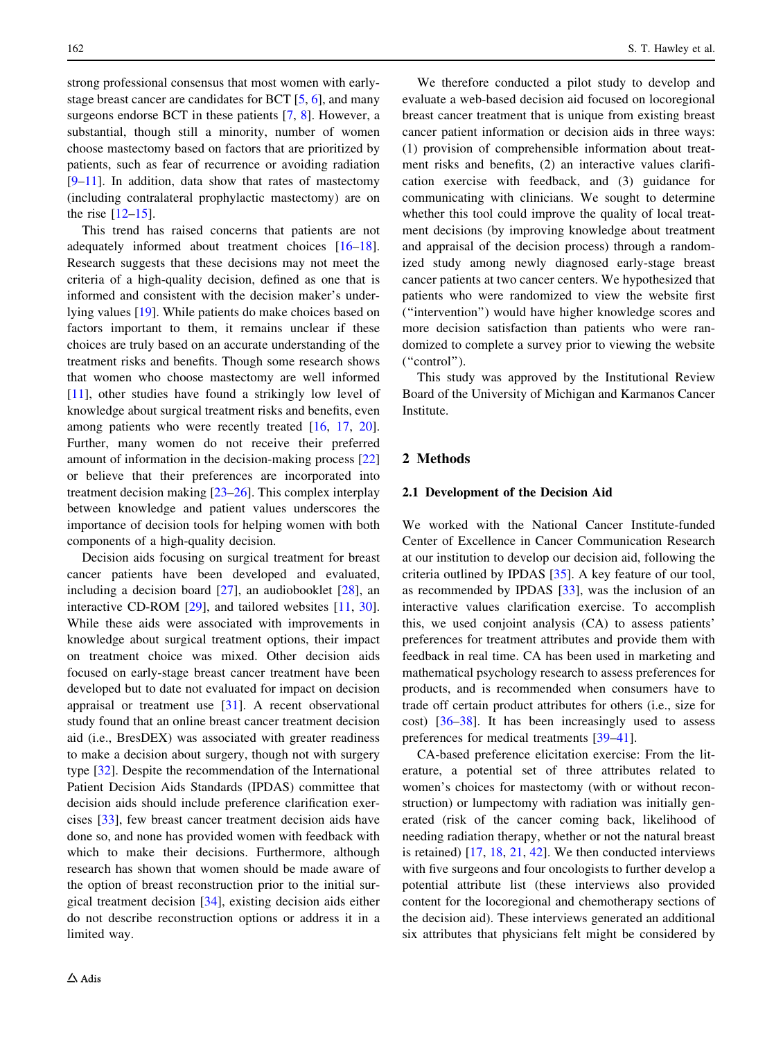strong professional consensus that most women with early-stage breast cancer are candidates for BCT [5, 6], and many surgeons endorse BCT in these patients [7, 8]. However, a substantial, though still a minority, number of women choose mastectomy based on factors that are prioritized by patients, such as fear of recurrence or avoiding radiation [9–11]. In addition, data show that rates of mastectomy (including contralateral prophylactic mastectomy) are on the rise [12–15].

This trend has raised concerns that patients are not adequately informed about treatment choices [16–18]. Research suggests that these decisions may not meet the criteria of a high-quality decision, defined as one that is informed and consistent with the decision maker's underlying values [19]. While patients do make choices based on factors important to them, it remains unclear if these choices are truly based on an accurate understanding of the treatment risks and benefits. Though some research shows that women who choose mastectomy are well informed [11], other studies have found a strikingly low level of knowledge about surgical treatment risks and benefits, even among patients who were recently treated [16, 17, 20]. Further, many women do not receive their preferred amount of information in the decision-making process [22] or believe that their preferences are incorporated into treatment decision making [23–26]. This complex interplay between knowledge and patient values underscores the importance of decision tools for helping women with both components of a high-quality decision.

Decision aids focusing on surgical treatment for breast cancer patients have been developed and evaluated, including a decision board [27], an audiobooklet [28], an interactive CD-ROM [29], and tailored websites [11, 30]. While these aids were associated with improvements in knowledge about surgical treatment options, their impact on treatment choice was mixed. Other decision aids focused on early-stage breast cancer treatment have been developed but to date not evaluated for impact on decision appraisal or treatment use [31]. A recent observational study found that an online breast cancer treatment decision aid (i.e., BresDEX) was associated with greater readiness to make a decision about surgery, though not with surgery type [32]. Despite the recommendation of the International Patient Decision Aids Standards (IPDAS) committee that decision aids should include preference clarification exercises [33], few breast cancer treatment decision aids have done so, and none has provided women with feedback with which to make their decisions. Furthermore, although research has shown that women should be made aware of the option of breast reconstruction prior to the initial surgical treatment decision [34], existing decision aids either do not describe reconstruction options or address it in a limited way.

We therefore conducted a pilot study to develop and evaluate a web-based decision aid focused on locoregional breast cancer treatment that is unique from existing breast cancer patient information or decision aids in three ways: (1) provision of comprehensible information about treatment risks and benefits, (2) an interactive values clarification exercise with feedback, and (3) guidance for communicating with clinicians. We sought to determine whether this tool could improve the quality of local treatment decisions (by improving knowledge about treatment and appraisal of the decision process) through a randomized study among newly diagnosed early-stage breast cancer patients at two cancer centers. We hypothesized that patients who were randomized to view the website first ("intervention") would have higher knowledge scores and more decision satisfaction than patients who were randomized to complete a survey prior to viewing the website ("control").

This study was approved by the Institutional Review Board of the University of Michigan and Karmanos Cancer Institute.

## 2 Methods

### 2.1 Development of the Decision Aid

We worked with the National Cancer Institute-funded Center of Excellence in Cancer Communication Research at our institution to develop our decision aid, following the criteria outlined by IPDAS [35]. A key feature of our tool, as recommended by IPDAS [33], was the inclusion of an interactive values clarification exercise. To accomplish this, we used conjoint analysis (CA) to assess patients' preferences for treatment attributes and provide them with feedback in real time. CA has been used in marketing and mathematical psychology research to assess preferences for products, and is recommended when consumers have to trade off certain product attributes for others (i.e., size for cost) [36–38]. It has been increasingly used to assess preferences for medical treatments [39–41].

CA-based preference elicitation exercise: From the literature, a potential set of three attributes related to women's choices for mastectomy (with or without reconstruction) or lumpectomy with radiation was initially generated (risk of the cancer coming back, likelihood of needing radiation therapy, whether or not the natural breast is retained) [17, 18, 21, 42]. We then conducted interviews with five surgeons and four oncologists to further develop a potential attribute list (these interviews also provided content for the locoregional and chemotherapy sections of the decision aid). These interviews generated an additional six attributes that physicians felt might be considered by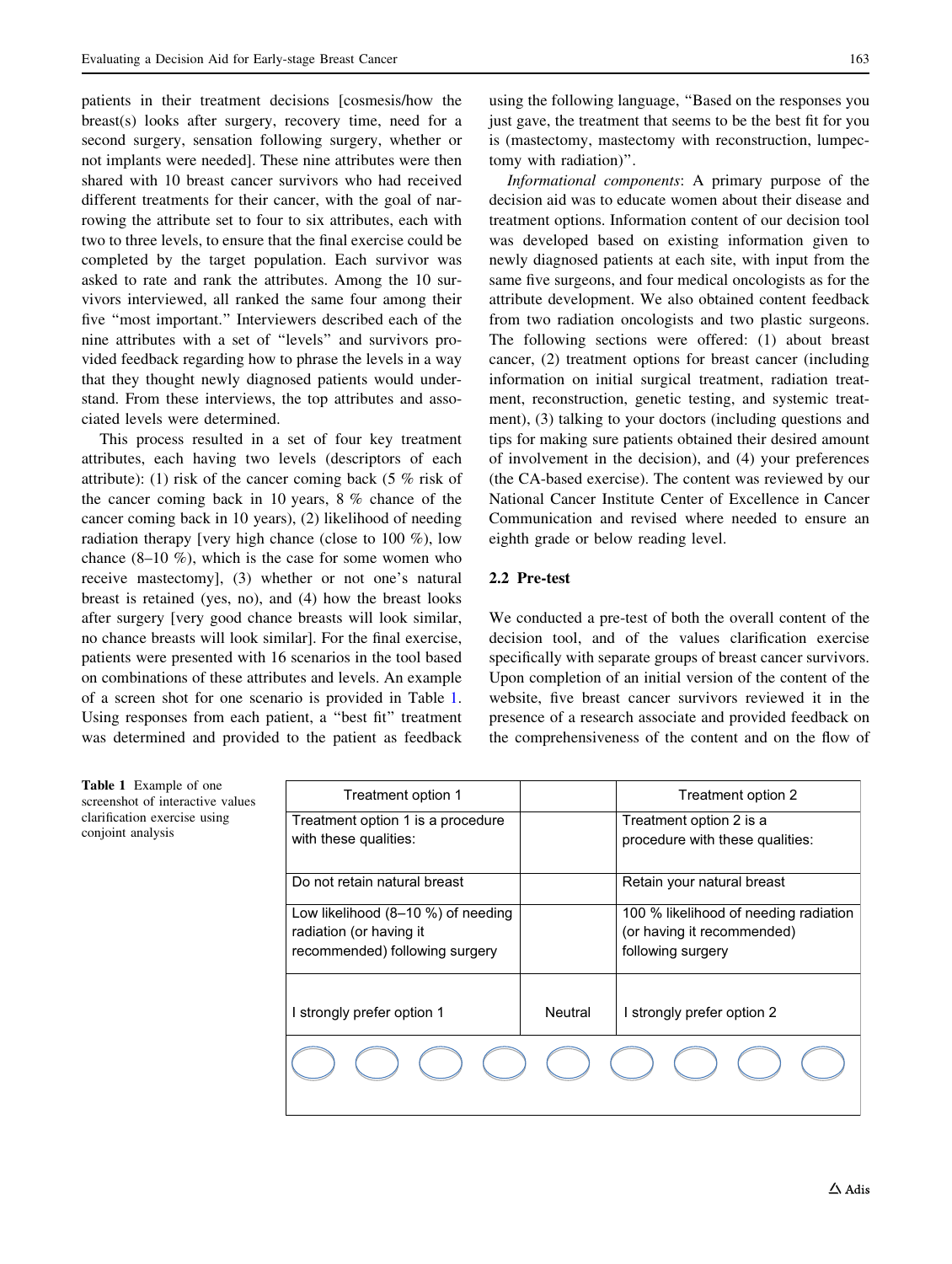patients in their treatment decisions [cosmesis/how the breast(s) looks after surgery, recovery time, need for a second surgery, sensation following surgery, whether or not implants were needed]. These nine attributes were then shared with 10 breast cancer survivors who had received different treatments for their cancer, with the goal of narrowing the attribute set to four to six attributes, each with two to three levels, to ensure that the final exercise could be completed by the target population. Each survivor was asked to rate and rank the attributes. Among the 10 survivors interviewed, all ranked the same four among their five "most important." Interviewers described each of the nine attributes with a set of "levels" and survivors provided feedback regarding how to phrase the levels in a way that they thought newly diagnosed patients would understand. From these interviews, the top attributes and associated levels were determined.

This process resulted in a set of four key treatment attributes, each having two levels (descriptors of each attribute): (1) risk of the cancer coming back (5 % risk of the cancer coming back in 10 years, 8 % chance of the cancer coming back in 10 years), (2) likelihood of needing radiation therapy [very high chance (close to 100 %), low chance (8–10 %), which is the case for some women who receive mastectomy], (3) whether or not one's natural breast is retained (yes, no), and (4) how the breast looks after surgery [very good chance breasts will look similar, no chance breasts will look similar]. For the final exercise, patients were presented with 16 scenarios in the tool based on combinations of these attributes and levels. An example of a screen shot for one scenario is provided in Table 1. Using responses from each patient, a "best fit" treatment was determined and provided to the patient as feedback using the following language, "Based on the responses you just gave, the treatment that seems to be the best fit for you is (mastectomy, mastectomy with reconstruction, lumpectomy with radiation)".

*Informational components*: A primary purpose of the decision aid was to educate women about their disease and treatment options. Information content of our decision tool was developed based on existing information given to newly diagnosed patients at each site, with input from the same five surgeons, and four medical oncologists as for the attribute development. We also obtained content feedback from two radiation oncologists and two plastic surgeons. The following sections were offered: (1) about breast cancer, (2) treatment options for breast cancer (including information on initial surgical treatment, radiation treatment, reconstruction, genetic testing, and systemic treatment), (3) talking to your doctors (including questions and tips for making sure patients obtained their desired amount of involvement in the decision), and (4) your preferences (the CA-based exercise). The content was reviewed by our National Cancer Institute Center of Excellence in Cancer Communication and revised where needed to ensure an eighth grade or below reading level.

## 2.2 Pre-test

We conducted a pre-test of both the overall content of the decision tool, and of the values clarification exercise specifically with separate groups of breast cancer survivors. Upon completion of an initial version of the content of the website, five breast cancer survivors reviewed it in the presence of a research associate and provided feedback on the comprehensiveness of the content and on the flow of

**Table 1** Example of one screenshot of interactive values clarification exercise using conjoint analysis

| Treatment option 1 | | Treatment option 2 |
|---|---|---|
| Treatment option 1 is a procedure with these qualities: | | Treatment option 2 is a procedure with these qualities: |
| Do not retain natural breast | | Retain your natural breast |
| Low likelihood (8–10 %) of needing radiation (or having it recommended) following surgery | | 100 % likelihood of needing radiation (or having it recommended) following surgery |
| I strongly prefer option 1 | Neutral | I strongly prefer option 2 |
| ○ ○ ○ ○ | ○ | ○ ○ ○ ○ |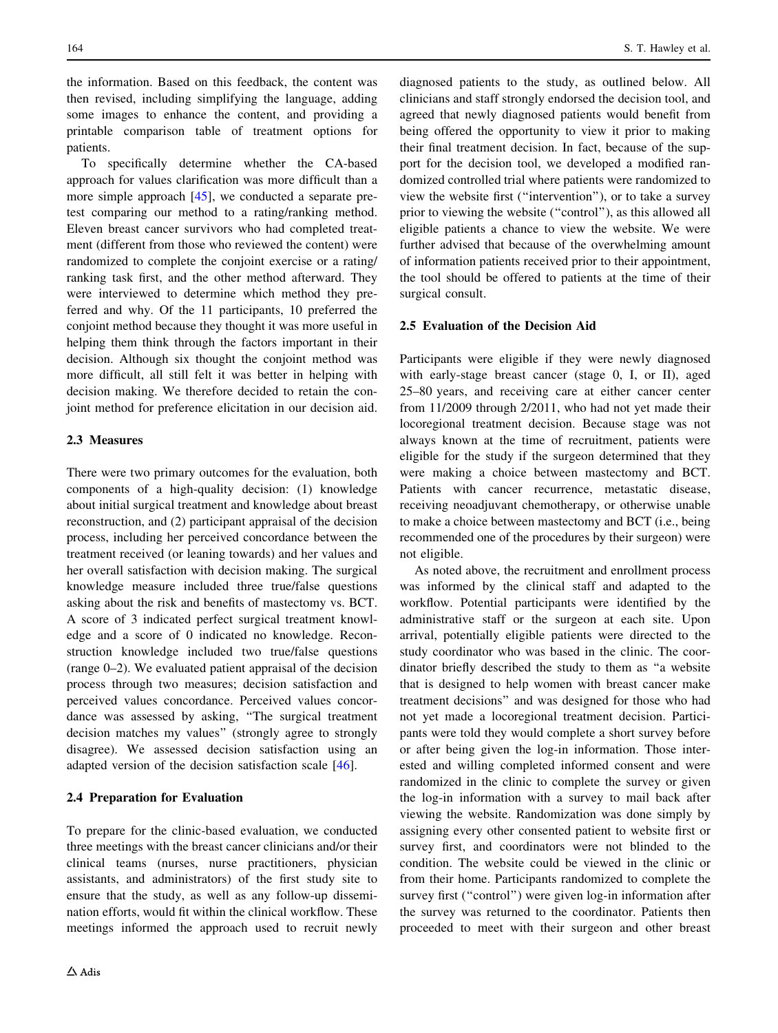the information. Based on this feedback, the content was then revised, including simplifying the language, adding some images to enhance the content, and providing a printable comparison table of treatment options for patients.

To specifically determine whether the CA-based approach for values clarification was more difficult than a more simple approach [45], we conducted a separate pre-test comparing our method to a rating/ranking method. Eleven breast cancer survivors who had completed treatment (different from those who reviewed the content) were randomized to complete the conjoint exercise or a rating/ranking task first, and the other method afterward. They were interviewed to determine which method they preferred and why. Of the 11 participants, 10 preferred the conjoint method because they thought it was more useful in helping them think through the factors important in their decision. Although six thought the conjoint method was more difficult, all still felt it was better in helping with decision making. We therefore decided to retain the conjoint method for preference elicitation in our decision aid.

### 2.3 Measures

There were two primary outcomes for the evaluation, both components of a high-quality decision: (1) knowledge about initial surgical treatment and knowledge about breast reconstruction, and (2) participant appraisal of the decision process, including her perceived concordance between the treatment received (or leaning towards) and her values and her overall satisfaction with decision making. The surgical knowledge measure included three true/false questions asking about the risk and benefits of mastectomy vs. BCT. A score of 3 indicated perfect surgical treatment knowledge and a score of 0 indicated no knowledge. Reconstruction knowledge included two true/false questions (range 0–2). We evaluated patient appraisal of the decision process through two measures; decision satisfaction and perceived values concordance. Perceived values concordance was assessed by asking, "The surgical treatment decision matches my values" (strongly agree to strongly disagree). We assessed decision satisfaction using an adapted version of the decision satisfaction scale [46].

### 2.4 Preparation for Evaluation

To prepare for the clinic-based evaluation, we conducted three meetings with the breast cancer clinicians and/or their clinical teams (nurses, nurse practitioners, physician assistants, and administrators) of the first study site to ensure that the study, as well as any follow-up dissemination efforts, would fit within the clinical workflow. These meetings informed the approach used to recruit newly diagnosed patients to the study, as outlined below. All clinicians and staff strongly endorsed the decision tool, and agreed that newly diagnosed patients would benefit from being offered the opportunity to view it prior to making their final treatment decision. In fact, because of the support for the decision tool, we developed a modified randomized controlled trial where patients were randomized to view the website first ("intervention"), or to take a survey prior to viewing the website ("control"), as this allowed all eligible patients a chance to view the website. We were further advised that because of the overwhelming amount of information patients received prior to their appointment, the tool should be offered to patients at the time of their surgical consult.

### 2.5 Evaluation of the Decision Aid

Participants were eligible if they were newly diagnosed with early-stage breast cancer (stage 0, I, or II), aged 25–80 years, and receiving care at either cancer center from 11/2009 through 2/2011, who had not yet made their locoregional treatment decision. Because stage was not always known at the time of recruitment, patients were eligible for the study if the surgeon determined that they were making a choice between mastectomy and BCT. Patients with cancer recurrence, metastatic disease, receiving neoadjuvant chemotherapy, or otherwise unable to make a choice between mastectomy and BCT (i.e., being recommended one of the procedures by their surgeon) were not eligible.

As noted above, the recruitment and enrollment process was informed by the clinical staff and adapted to the workflow. Potential participants were identified by the administrative staff or the surgeon at each site. Upon arrival, potentially eligible patients were directed to the study coordinator who was based in the clinic. The coordinator briefly described the study to them as "a website that is designed to help women with breast cancer make treatment decisions" and was designed for those who had not yet made a locoregional treatment decision. Participants were told they would complete a short survey before or after being given the log-in information. Those interested and willing completed informed consent and were randomized in the clinic to complete the survey or given the log-in information with a survey to mail back after viewing the website. Randomization was done simply by assigning every other consented patient to website first or survey first, and coordinators were not blinded to the condition. The website could be viewed in the clinic or from their home. Participants randomized to complete the survey first ("control") were given log-in information after the survey was returned to the coordinator. Patients then proceeded to meet with their surgeon and other breast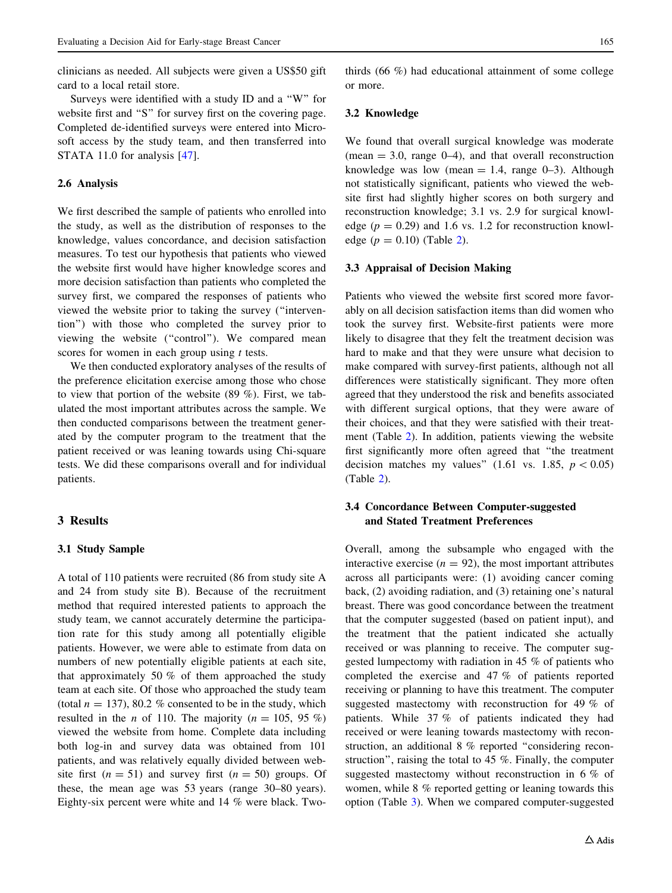clinicians as needed. All subjects were given a US$50 gift card to a local retail store.

Surveys were identified with a study ID and a "W" for website first and "S" for survey first on the covering page. Completed de-identified surveys were entered into Microsoft access by the study team, and then transferred into STATA 11.0 for analysis [47].

### 2.6 Analysis

We first described the sample of patients who enrolled into the study, as well as the distribution of responses to the knowledge, values concordance, and decision satisfaction measures. To test our hypothesis that patients who viewed the website first would have higher knowledge scores and more decision satisfaction than patients who completed the survey first, we compared the responses of patients who viewed the website prior to taking the survey ("intervention") with those who completed the survey prior to viewing the website ("control"). We compared mean scores for women in each group using *t* tests.

We then conducted exploratory analyses of the results of the preference elicitation exercise among those who chose to view that portion of the website (89 %). First, we tabulated the most important attributes across the sample. We then conducted comparisons between the treatment generated by the computer program to the treatment that the patient received or was leaning towards using Chi-square tests. We did these comparisons overall and for individual patients.

## 3 Results

### 3.1 Study Sample

A total of 110 patients were recruited (86 from study site A and 24 from study site B). Because of the recruitment method that required interested patients to approach the study team, we cannot accurately determine the participation rate for this study among all potentially eligible patients. However, we were able to estimate from data on numbers of new potentially eligible patients at each site, that approximately 50 % of them approached the study team at each site. Of those who approached the study team (total $n = 137$), 80.2 % consented to be in the study, which resulted in the $n$ of 110. The majority ($n = 105$, 95 %) viewed the website from home. Complete data including both log-in and survey data was obtained from 101 patients, and was relatively equally divided between website first ($n = 51$) and survey first ($n = 50$) groups. Of these, the mean age was 53 years (range 30–80 years). Eighty-six percent were white and 14 % were black. Two-thirds (66 %) had educational attainment of some college or more.

### 3.2 Knowledge

We found that overall surgical knowledge was moderate (mean = 3.0, range 0–4), and that overall reconstruction knowledge was low (mean = 1.4, range 0–3). Although not statistically significant, patients who viewed the website first had slightly higher scores on both surgery and reconstruction knowledge; 3.1 vs. 2.9 for surgical knowledge ($p = 0.29$) and 1.6 vs. 1.2 for reconstruction knowledge ($p = 0.10$) (Table 2).

### 3.3 Appraisal of Decision Making

Patients who viewed the website first scored more favorably on all decision satisfaction items than did women who took the survey first. Website-first patients were more likely to disagree that they felt the treatment decision was hard to make and that they were unsure what decision to make compared with survey-first patients, although not all differences were statistically significant. They more often agreed that they understood the risk and benefits associated with different surgical options, that they were aware of their choices, and that they were satisfied with their treatment (Table 2). In addition, patients viewing the website first significantly more often agreed that "the treatment decision matches my values" (1.61 vs. 1.85, $p < 0.05$) (Table 2).

### 3.4 Concordance Between Computer-suggested and Stated Treatment Preferences

Overall, among the subsample who engaged with the interactive exercise ($n = 92$), the most important attributes across all participants were: (1) avoiding cancer coming back, (2) avoiding radiation, and (3) retaining one's natural breast. There was good concordance between the treatment that the computer suggested (based on patient input), and the treatment that the patient indicated she actually received or was planning to receive. The computer suggested lumpectomy with radiation in 45 % of patients who completed the exercise and 47 % of patients reported receiving or planning to have this treatment. The computer suggested mastectomy with reconstruction for 49 % of patients. While 37 % of patients indicated they had received or were leaning towards mastectomy with reconstruction, an additional 8 % reported "considering reconstruction", raising the total to 45 %. Finally, the computer suggested mastectomy without reconstruction in 6 % of women, while 8 % reported getting or leaning towards this option (Table 3). When we compared computer-suggested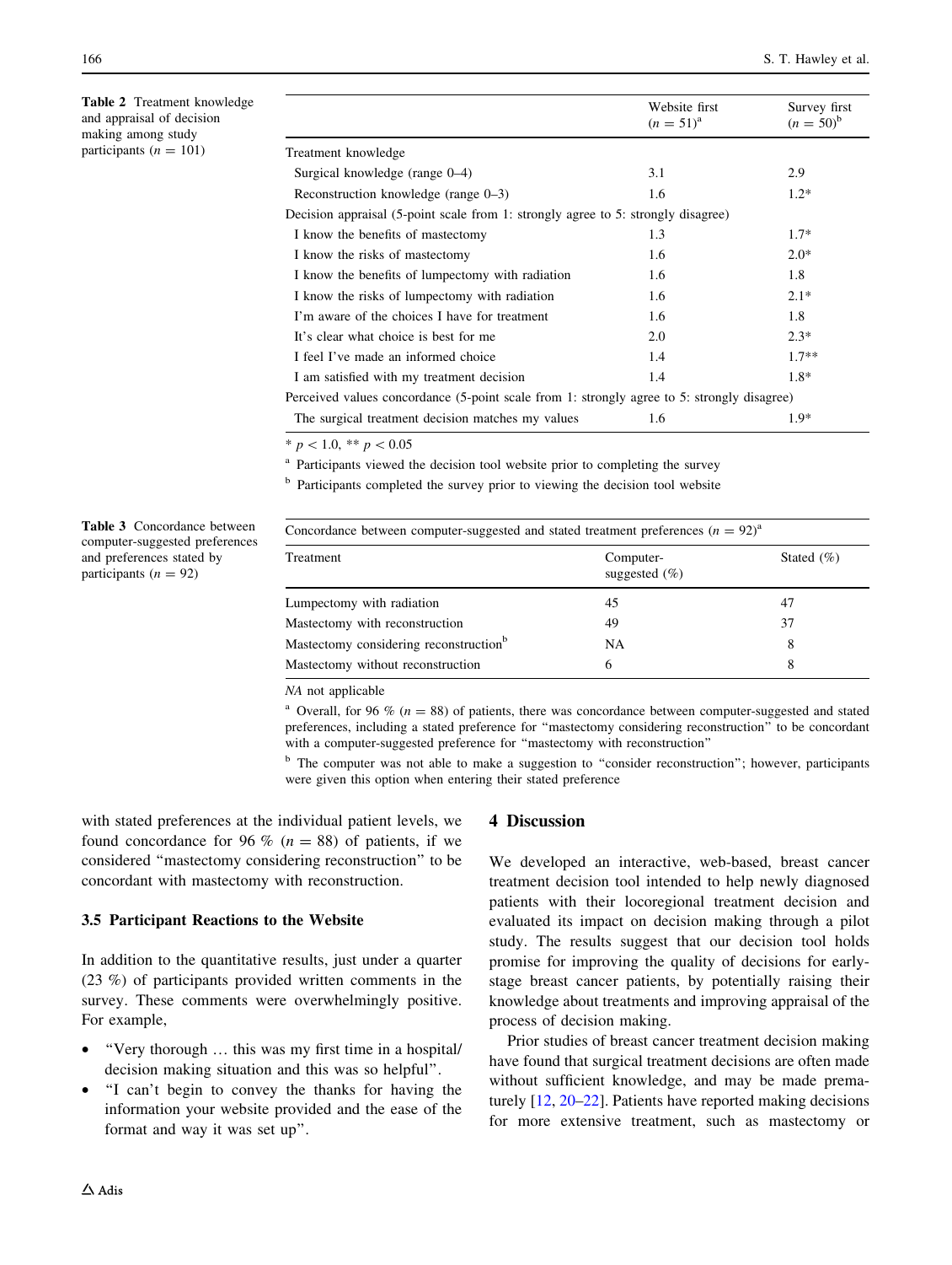**Table 2** Treatment knowledge and appraisal of decision making among study participants ($n = 101$)

| | Website first ($n = 51$)[a] | Survey first ($n = 50$)[b] |
|---|---|---|
| Treatment knowledge | | |
| Surgical knowledge (range 0–4) | 3.1 | 2.9 |
| Reconstruction knowledge (range 0–3) | 1.6 | 1.2* |
| Decision appraisal (5-point scale from 1: strongly agree to 5: strongly disagree) | | |
| I know the benefits of mastectomy | 1.3 | 1.7* |
| I know the risks of mastectomy | 1.6 | 2.0* |
| I know the benefits of lumpectomy with radiation | 1.6 | 1.8 |
| I know the risks of lumpectomy with radiation | 1.6 | 2.1* |
| I'm aware of the choices I have for treatment | 1.6 | 1.8 |
| It's clear what choice is best for me | 2.0 | 2.3* |
| I feel I've made an informed choice | 1.4 | 1.7** |
| I am satisfied with my treatment decision | 1.4 | 1.8* |
| Perceived values concordance (5-point scale from 1: strongly agree to 5: strongly disagree) | | |
| The surgical treatment decision matches my values | 1.6 | 1.9* |

* $p < 1.0$, ** $p < 0.05$

[a] Participants viewed the decision tool website prior to completing the survey

[b] Participants completed the survey prior to viewing the decision tool website

**Table 3** Concordance between computer-suggested preferences and preferences stated by participants ($n = 92$)

| Concordance between computer-suggested and stated treatment preferences ($n = 92$)[a] | | |
|---|---|---|
| Treatment | Computer-suggested (%) | Stated (%) |
| Lumpectomy with radiation | 45 | 47 |
| Mastectomy with reconstruction | 49 | 37 |
| Mastectomy considering reconstruction[b] | NA | 8 |
| Mastectomy without reconstruction | 6 | 8 |

*NA* not applicable

[a] Overall, for 96 % ($n = 88$) of patients, there was concordance between computer-suggested and stated preferences, including a stated preference for "mastectomy considering reconstruction" to be concordant with a computer-suggested preference for "mastectomy with reconstruction"

[b] The computer was not able to make a suggestion to "consider reconstruction"; however, participants were given this option when entering their stated preference

with stated preferences at the individual patient levels, we found concordance for 96 % ($n = 88$) of patients, if we considered "mastectomy considering reconstruction" to be concordant with mastectomy with reconstruction.

### 3.5 Participant Reactions to the Website

In addition to the quantitative results, just under a quarter (23 %) of participants provided written comments in the survey. These comments were overwhelmingly positive. For example,

- "Very thorough … this was my first time in a hospital/decision making situation and this was so helpful".
- "I can't begin to convey the thanks for having the information your website provided and the ease of the format and way it was set up".

## 4 Discussion

We developed an interactive, web-based, breast cancer treatment decision tool intended to help newly diagnosed patients with their locoregional treatment decision and evaluated its impact on decision making through a pilot study. The results suggest that our decision tool holds promise for improving the quality of decisions for early-stage breast cancer patients, by potentially raising their knowledge about treatments and improving appraisal of the process of decision making.

Prior studies of breast cancer treatment decision making have found that surgical treatment decisions are often made without sufficient knowledge, and may be made prematurely [12, 20–22]. Patients have reported making decisions for more extensive treatment, such as mastectomy or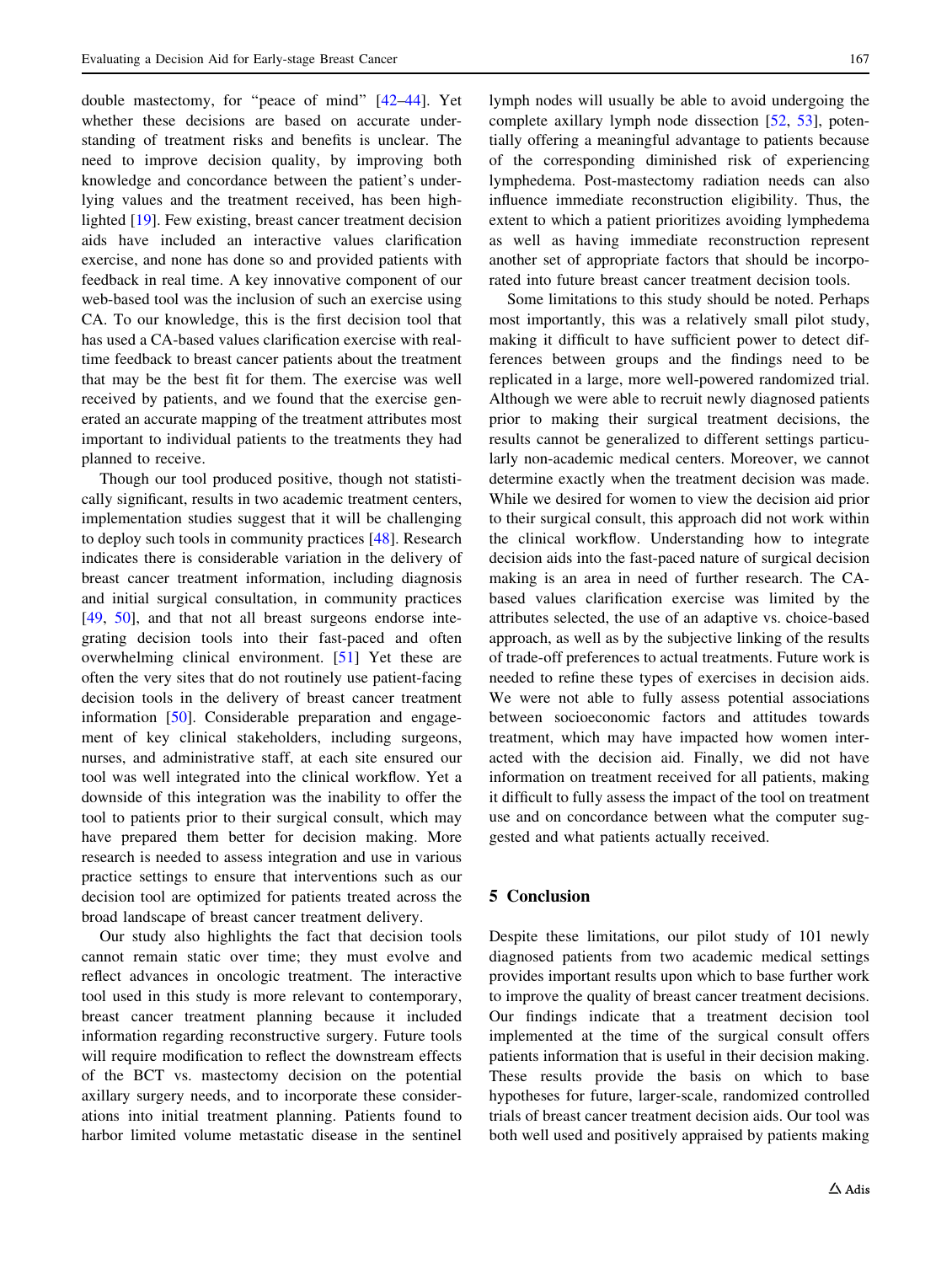double mastectomy, for "peace of mind" [42–44]. Yet whether these decisions are based on accurate understanding of treatment risks and benefits is unclear. The need to improve decision quality, by improving both knowledge and concordance between the patient's underlying values and the treatment received, has been highlighted [19]. Few existing, breast cancer treatment decision aids have included an interactive values clarification exercise, and none has done so and provided patients with feedback in real time. A key innovative component of our web-based tool was the inclusion of such an exercise using CA. To our knowledge, this is the first decision tool that has used a CA-based values clarification exercise with real-time feedback to breast cancer patients about the treatment that may be the best fit for them. The exercise was well received by patients, and we found that the exercise generated an accurate mapping of the treatment attributes most important to individual patients to the treatments they had planned to receive.

Though our tool produced positive, though not statistically significant, results in two academic treatment centers, implementation studies suggest that it will be challenging to deploy such tools in community practices [48]. Research indicates there is considerable variation in the delivery of breast cancer treatment information, including diagnosis and initial surgical consultation, in community practices [49, 50], and that not all breast surgeons endorse integrating decision tools into their fast-paced and often overwhelming clinical environment. [51] Yet these are often the very sites that do not routinely use patient-facing decision tools in the delivery of breast cancer treatment information [50]. Considerable preparation and engagement of key clinical stakeholders, including surgeons, nurses, and administrative staff, at each site ensured our tool was well integrated into the clinical workflow. Yet a downside of this integration was the inability to offer the tool to patients prior to their surgical consult, which may have prepared them better for decision making. More research is needed to assess integration and use in various practice settings to ensure that interventions such as our decision tool are optimized for patients treated across the broad landscape of breast cancer treatment delivery.

Our study also highlights the fact that decision tools cannot remain static over time; they must evolve and reflect advances in oncologic treatment. The interactive tool used in this study is more relevant to contemporary, breast cancer treatment planning because it included information regarding reconstructive surgery. Future tools will require modification to reflect the downstream effects of the BCT vs. mastectomy decision on the potential axillary surgery needs, and to incorporate these considerations into initial treatment planning. Patients found to harbor limited volume metastatic disease in the sentinel lymph nodes will usually be able to avoid undergoing the complete axillary lymph node dissection [52, 53], potentially offering a meaningful advantage to patients because of the corresponding diminished risk of experiencing lymphedema. Post-mastectomy radiation needs can also influence immediate reconstruction eligibility. Thus, the extent to which a patient prioritizes avoiding lymphedema as well as having immediate reconstruction represent another set of appropriate factors that should be incorporated into future breast cancer treatment decision tools.

Some limitations to this study should be noted. Perhaps most importantly, this was a relatively small pilot study, making it difficult to have sufficient power to detect differences between groups and the findings need to be replicated in a large, more well-powered randomized trial. Although we were able to recruit newly diagnosed patients prior to making their surgical treatment decisions, the results cannot be generalized to different settings particularly non-academic medical centers. Moreover, we cannot determine exactly when the treatment decision was made. While we desired for women to view the decision aid prior to their surgical consult, this approach did not work within the clinical workflow. Understanding how to integrate decision aids into the fast-paced nature of surgical decision making is an area in need of further research. The CA-based values clarification exercise was limited by the attributes selected, the use of an adaptive vs. choice-based approach, as well as by the subjective linking of the results of trade-off preferences to actual treatments. Future work is needed to refine these types of exercises in decision aids. We were not able to fully assess potential associations between socioeconomic factors and attitudes towards treatment, which may have impacted how women interacted with the decision aid. Finally, we did not have information on treatment received for all patients, making it difficult to fully assess the impact of the tool on treatment use and on concordance between what the computer suggested and what patients actually received.

## 5 Conclusion

Despite these limitations, our pilot study of 101 newly diagnosed patients from two academic medical settings provides important results upon which to base further work to improve the quality of breast cancer treatment decisions. Our findings indicate that a treatment decision tool implemented at the time of the surgical consult offers patients information that is useful in their decision making. These results provide the basis on which to base hypotheses for future, larger-scale, randomized controlled trials of breast cancer treatment decision aids. Our tool was both well used and positively appraised by patients making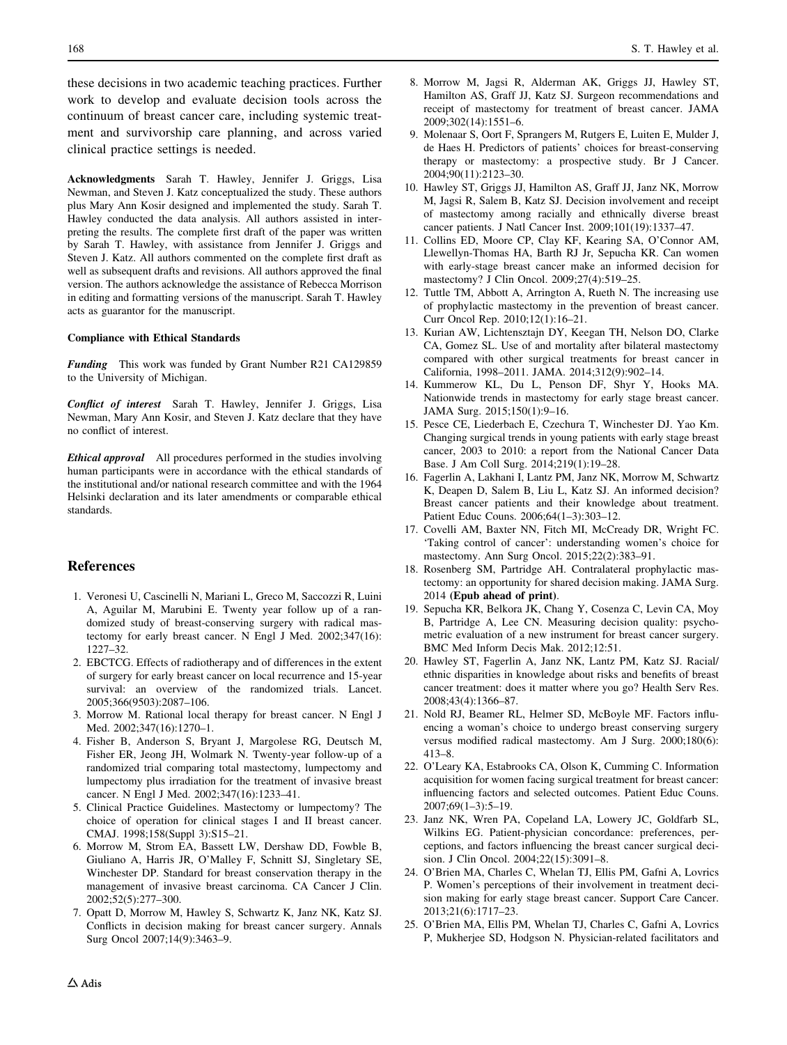these decisions in two academic teaching practices. Further work to develop and evaluate decision tools across the continuum of breast cancer care, including systemic treatment and survivorship care planning, and across varied clinical practice settings is needed.

**Acknowledgments** Sarah T. Hawley, Jennifer J. Griggs, Lisa Newman, and Steven J. Katz conceptualized the study. These authors plus Mary Ann Kosir designed and implemented the study. Sarah T. Hawley conducted the data analysis. All authors assisted in interpreting the results. The complete first draft of the paper was written by Sarah T. Hawley, with assistance from Jennifer J. Griggs and Steven J. Katz. All authors commented on the complete first draft as well as subsequent drafts and revisions. All authors approved the final version. The authors acknowledge the assistance of Rebecca Morrison in editing and formatting versions of the manuscript. Sarah T. Hawley acts as guarantor for the manuscript.

#### Compliance with Ethical Standards

***Funding*** This work was funded by Grant Number R21 CA129859 to the University of Michigan.

***Conflict of interest*** Sarah T. Hawley, Jennifer J. Griggs, Lisa Newman, Mary Ann Kosir, and Steven J. Katz declare that they have no conflict of interest.

***Ethical approval*** All procedures performed in the studies involving human participants were in accordance with the ethical standards of the institutional and/or national research committee and with the 1964 Helsinki declaration and its later amendments or comparable ethical standards.

## References

1. Veronesi U, Cascinelli N, Mariani L, Greco M, Saccozzi R, Luini A, Aguilar M, Marubini E. Twenty year follow up of a randomized study of breast-conserving surgery with radical mastectomy for early breast cancer. N Engl J Med. 2002;347(16):1227–32.
2. EBCTCG. Effects of radiotherapy and of differences in the extent of surgery for early breast cancer on local recurrence and 15-year survival: an overview of the randomized trials. Lancet. 2005;366(9503):2087–106.
3. Morrow M. Rational local therapy for breast cancer. N Engl J Med. 2002;347(16):1270–1.
4. Fisher B, Anderson S, Bryant J, Margolese RG, Deutsch M, Fisher ER, Jeong JH, Wolmark N. Twenty-year follow-up of a randomized trial comparing total mastectomy, lumpectomy and lumpectomy plus irradiation for the treatment of invasive breast cancer. N Engl J Med. 2002;347(16):1233–41.
5. Clinical Practice Guidelines. Mastectomy or lumpectomy? The choice of operation for clinical stages I and II breast cancer. CMAJ. 1998;158(Suppl 3):S15–21.
6. Morrow M, Strom EA, Bassett LW, Dershaw DD, Fowble B, Giuliano A, Harris JR, O'Malley F, Schnitt SJ, Singletary SE, Winchester DP. Standard for breast conservation therapy in the management of invasive breast carcinoma. CA Cancer J Clin. 2002;52(5):277–300.
7. Opatt D, Morrow M, Hawley S, Schwartz K, Janz NK, Katz SJ. Conflicts in decision making for breast cancer surgery. Annals Surg Oncol 2007;14(9):3463–9.
8. Morrow M, Jagsi R, Alderman AK, Griggs JJ, Hawley ST, Hamilton AS, Graff JJ, Katz SJ. Surgeon recommendations and receipt of mastectomy for treatment of breast cancer. JAMA 2009;302(14):1551–6.
9. Molenaar S, Oort F, Sprangers M, Rutgers E, Luiten E, Mulder J, de Haes H. Predictors of patients' choices for breast-conserving therapy or mastectomy: a prospective study. Br J Cancer. 2004;90(11):2123–30.
10. Hawley ST, Griggs JJ, Hamilton AS, Graff JJ, Janz NK, Morrow M, Jagsi R, Salem B, Katz SJ. Decision involvement and receipt of mastectomy among racially and ethnically diverse breast cancer patients. J Natl Cancer Inst. 2009;101(19):1337–47.
11. Collins ED, Moore CP, Clay KF, Kearing SA, O'Connor AM, Llewellyn-Thomas HA, Barth RJ Jr, Sepucha KR. Can women with early-stage breast cancer make an informed decision for mastectomy? J Clin Oncol. 2009;27(4):519–25.
12. Tuttle TM, Abbott A, Arrington A, Rueth N. The increasing use of prophylactic mastectomy in the prevention of breast cancer. Curr Oncol Rep. 2010;12(1):16–21.
13. Kurian AW, Lichtensztajn DY, Keegan TH, Nelson DO, Clarke CA, Gomez SL. Use of and mortality after bilateral mastectomy compared with other surgical treatments for breast cancer in California, 1998–2011. JAMA. 2014;312(9):902–14.
14. Kummerow KL, Du L, Penson DF, Shyr Y, Hooks MA. Nationwide trends in mastectomy for early stage breast cancer. JAMA Surg. 2015;150(1):9–16.
15. Pesce CE, Liederbach E, Czechura T, Winchester DJ. Yao Km. Changing surgical trends in young patients with early stage breast cancer, 2003 to 2010: a report from the National Cancer Data Base. J Am Coll Surg. 2014;219(1):19–28.
16. Fagerlin A, Lakhani I, Lantz PM, Janz NK, Morrow M, Schwartz K, Deapen D, Salem B, Liu L, Katz SJ. An informed decision? Breast cancer patients and their knowledge about treatment. Patient Educ Couns. 2006;64(1–3):303–12.
17. Covelli AM, Baxter NN, Fitch MI, McCready DR, Wright FC. 'Taking control of cancer': understanding women's choice for mastectomy. Ann Surg Oncol. 2015;22(2):383–91.
18. Rosenberg SM, Partridge AH. Contralateral prophylactic mastectomy: an opportunity for shared decision making. JAMA Surg. 2014 (**Epub ahead of print**).
19. Sepucha KR, Belkora JK, Chang Y, Cosenza C, Levin CA, Moy B, Partridge A, Lee CN. Measuring decision quality: psychometric evaluation of a new instrument for breast cancer surgery. BMC Med Inform Decis Mak. 2012;12:51.
20. Hawley ST, Fagerlin A, Janz NK, Lantz PM, Katz SJ. Racial/ethnic disparities in knowledge about risks and benefits of breast cancer treatment: does it matter where you go? Health Serv Res. 2008;43(4):1366–87.
21. Nold RJ, Beamer RL, Helmer SD, McBoyle MF. Factors influencing a woman's choice to undergo breast conserving surgery versus modified radical mastectomy. Am J Surg. 2000;180(6):413–8.
22. O'Leary KA, Estabrooks CA, Olson K, Cumming C. Information acquisition for women facing surgical treatment for breast cancer: influencing factors and selected outcomes. Patient Educ Couns. 2007;69(1–3):5–19.
23. Janz NK, Wren PA, Copeland LA, Lowery JC, Goldfarb SL, Wilkins EG. Patient-physician concordance: preferences, perceptions, and factors influencing the breast cancer surgical decision. J Clin Oncol. 2004;22(15):3091–8.
24. O'Brien MA, Charles C, Whelan TJ, Ellis PM, Gafni A, Lovrics P. Women's perceptions of their involvement in treatment decision making for early stage breast cancer. Support Care Cancer. 2013;21(6):1717–23.
25. O'Brien MA, Ellis PM, Whelan TJ, Charles C, Gafni A, Lovrics P, Mukherjee SD, Hodgson N. Physician-related facilitators and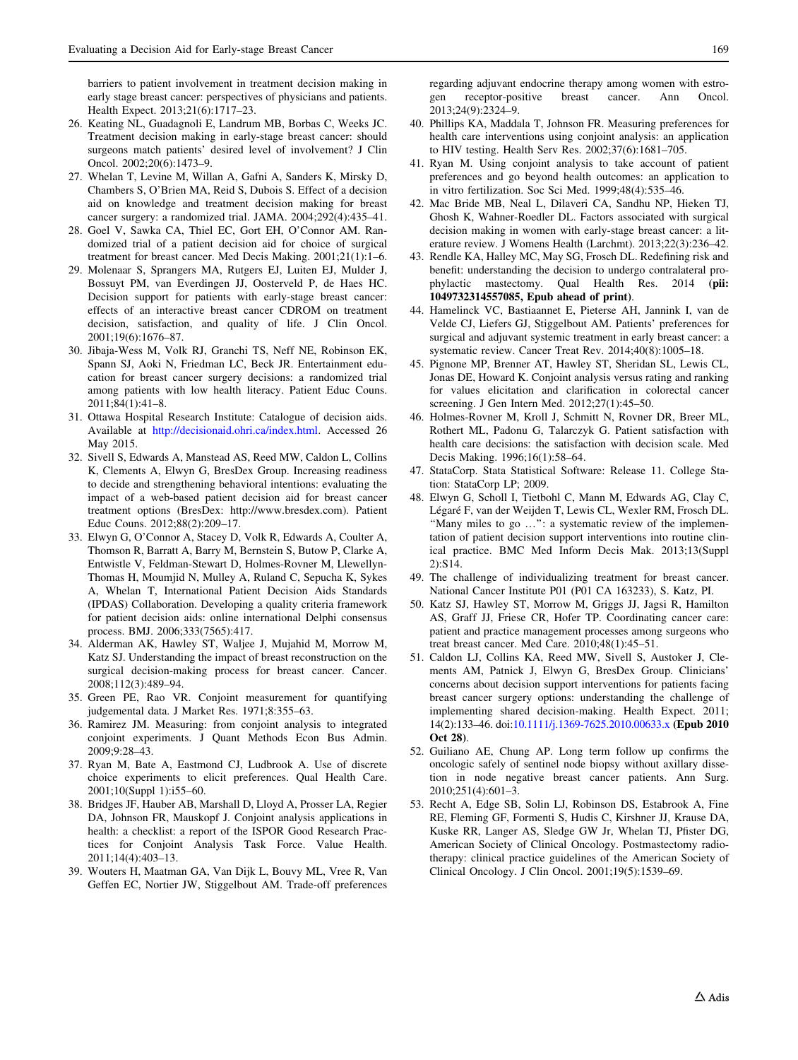barriers to patient involvement in treatment decision making in early stage breast cancer: perspectives of physicians and patients. Health Expect. 2013;21(6):1717–23.

26. Keating NL, Guadagnoli E, Landrum MB, Borbas C, Weeks JC. Treatment decision making in early-stage breast cancer: should surgeons match patients' desired level of involvement? J Clin Oncol. 2002;20(6):1473–9.
27. Whelan T, Levine M, Willan A, Gafni A, Sanders K, Mirsky D, Chambers S, O'Brien MA, Reid S, Dubois S. Effect of a decision aid on knowledge and treatment decision making for breast cancer surgery: a randomized trial. JAMA. 2004;292(4):435–41.
28. Goel V, Sawka CA, Thiel EC, Gort EH, O'Connor AM. Randomized trial of a patient decision aid for choice of surgical treatment for breast cancer. Med Decis Making. 2001;21(1):1–6.
29. Molenaar S, Sprangers MA, Rutgers EJ, Luiten EJ, Mulder J, Bossuyt PM, van Everdingen JJ, Oosterveld P, de Haes HC. Decision support for patients with early-stage breast cancer: effects of an interactive breast cancer CDROM on treatment decision, satisfaction, and quality of life. J Clin Oncol. 2001;19(6):1676–87.
30. Jibaja-Wess M, Volk RJ, Granchi TS, Neff NE, Robinson EK, Spann SJ, Aoki N, Friedman LC, Beck JR. Entertainment education for breast cancer surgery decisions: a randomized trial among patients with low health literacy. Patient Educ Couns. 2011;84(1):41–8.
31. Ottawa Hospital Research Institute: Catalogue of decision aids. Available at http://decisionaid.ohri.ca/index.html. Accessed 26 May 2015.
32. Sivell S, Edwards A, Manstead AS, Reed MW, Caldon L, Collins K, Clements A, Elwyn G, BresDex Group. Increasing readiness to decide and strengthening behavioral intentions: evaluating the impact of a web-based patient decision aid for breast cancer treatment options (BresDex: http://www.bresdex.com). Patient Educ Couns. 2012;88(2):209–17.
33. Elwyn G, O'Connor A, Stacey D, Volk R, Edwards A, Coulter A, Thomson R, Barratt A, Barry M, Bernstein S, Butow P, Clarke A, Entwistle V, Feldman-Stewart D, Holmes-Rovner M, Llewellyn-Thomas H, Moumjid N, Mulley A, Ruland C, Sepucha K, Sykes A, Whelan T, International Patient Decision Aids Standards (IPDAS) Collaboration. Developing a quality criteria framework for patient decision aids: online international Delphi consensus process. BMJ. 2006;333(7565):417.
34. Alderman AK, Hawley ST, Waljee J, Mujahid M, Morrow M, Katz SJ. Understanding the impact of breast reconstruction on the surgical decision-making process for breast cancer. Cancer. 2008;112(3):489–94.
35. Green PE, Rao VR. Conjoint measurement for quantifying judgemental data. J Market Res. 1971;8:355–63.
36. Ramirez JM. Measuring: from conjoint analysis to integrated conjoint experiments. J Quant Methods Econ Bus Admin. 2009;9:28–43.
37. Ryan M, Bate A, Eastmond CJ, Ludbrook A. Use of discrete choice experiments to elicit preferences. Qual Health Care. 2001;10(Suppl 1):i55–60.
38. Bridges JF, Hauber AB, Marshall D, Lloyd A, Prosser LA, Regier DA, Johnson FR, Mauskopf J. Conjoint analysis applications in health: a checklist: a report of the ISPOR Good Research Practices for Conjoint Analysis Task Force. Value Health. 2011;14(4):403–13.
39. Wouters H, Maatman GA, Van Dijk L, Bouvy ML, Vree R, Van Geffen EC, Nortier JW, Stiggelbout AM. Trade-off preferences regarding adjuvant endocrine therapy among women with estrogen receptor-positive breast cancer. Ann Oncol. 2013;24(9):2324–9.
40. Phillips KA, Maddala T, Johnson FR. Measuring preferences for health care interventions using conjoint analysis: an application to HIV testing. Health Serv Res. 2002;37(6):1681–705.
41. Ryan M. Using conjoint analysis to take account of patient preferences and go beyond health outcomes: an application to in vitro fertilization. Soc Sci Med. 1999;48(4):535–46.
42. Mac Bride MB, Neal L, Dilaveri CA, Sandhu NP, Hieken TJ, Ghosh K, Wahner-Roedler DL. Factors associated with surgical decision making in women with early-stage breast cancer: a literature review. J Womens Health (Larchmt). 2013;22(3):236–42.
43. Rendle KA, Halley MC, May SG, Frosch DL. Redefining risk and benefit: understanding the decision to undergo contralateral prophylactic mastectomy. Qual Health Res. 2014 **(pii: 1049732314557085, Epub ahead of print)**.
44. Hamelinck VC, Bastiaannet E, Pieterse AH, Jannink I, van de Velde CJ, Liefers GJ, Stiggelbout AM. Patients' preferences for surgical and adjuvant systemic treatment in early breast cancer: a systematic review. Cancer Treat Rev. 2014;40(8):1005–18.
45. Pignone MP, Brenner AT, Hawley ST, Sheridan SL, Lewis CL, Jonas DE, Howard K. Conjoint analysis versus rating and ranking for values elicitation and clarification in colorectal cancer screening. J Gen Intern Med. 2012;27(1):45–50.
46. Holmes-Rovner M, Kroll J, Schmitt N, Rovner DR, Breer ML, Rothert ML, Padonu G, Talarczyk G. Patient satisfaction with health care decisions: the satisfaction with decision scale. Med Decis Making. 1996;16(1):58–64.
47. StataCorp. Stata Statistical Software: Release 11. College Station: StataCorp LP; 2009.
48. Elwyn G, Scholl I, Tietbohl C, Mann M, Edwards AG, Clay C, Légaré F, van der Weijden T, Lewis CL, Wexler RM, Frosch DL. "Many miles to go …": a systematic review of the implementation of patient decision support interventions into routine clinical practice. BMC Med Inform Decis Mak. 2013;13(Suppl 2):S14.
49. The challenge of individualizing treatment for breast cancer. National Cancer Institute P01 (P01 CA 163233), S. Katz, PI.
50. Katz SJ, Hawley ST, Morrow M, Griggs JJ, Jagsi R, Hamilton AS, Graff JJ, Friese CR, Hofer TP. Coordinating cancer care: patient and practice management processes among surgeons who treat breast cancer. Med Care. 2010;48(1):45–51.
51. Caldon LJ, Collins KA, Reed MW, Sivell S, Austoker J, Clements AM, Patnick J, Elwyn G, BresDex Group. Clinicians' concerns about decision support interventions for patients facing breast cancer surgery options: understanding the challenge of implementing shared decision-making. Health Expect. 2011; 14(2):133–46. doi:10.1111/j.1369-7625.2010.00633.x **(Epub 2010 Oct 28)**.
52. Guiliano AE, Chung AP. Long term follow up confirms the oncologic safely of sentinel node biopsy without axillary dissetion in node negative breast cancer patients. Ann Surg. 2010;251(4):601–3.
53. Recht A, Edge SB, Solin LJ, Robinson DS, Estabrook A, Fine RE, Fleming GF, Formenti S, Hudis C, Kirshner JJ, Krause DA, Kuske RR, Langer AS, Sledge GW Jr, Whelan TJ, Pfister DG, American Society of Clinical Oncology. Postmastectomy radiotherapy: clinical practice guidelines of the American Society of Clinical Oncology. J Clin Oncol. 2001;19(5):1539–69.